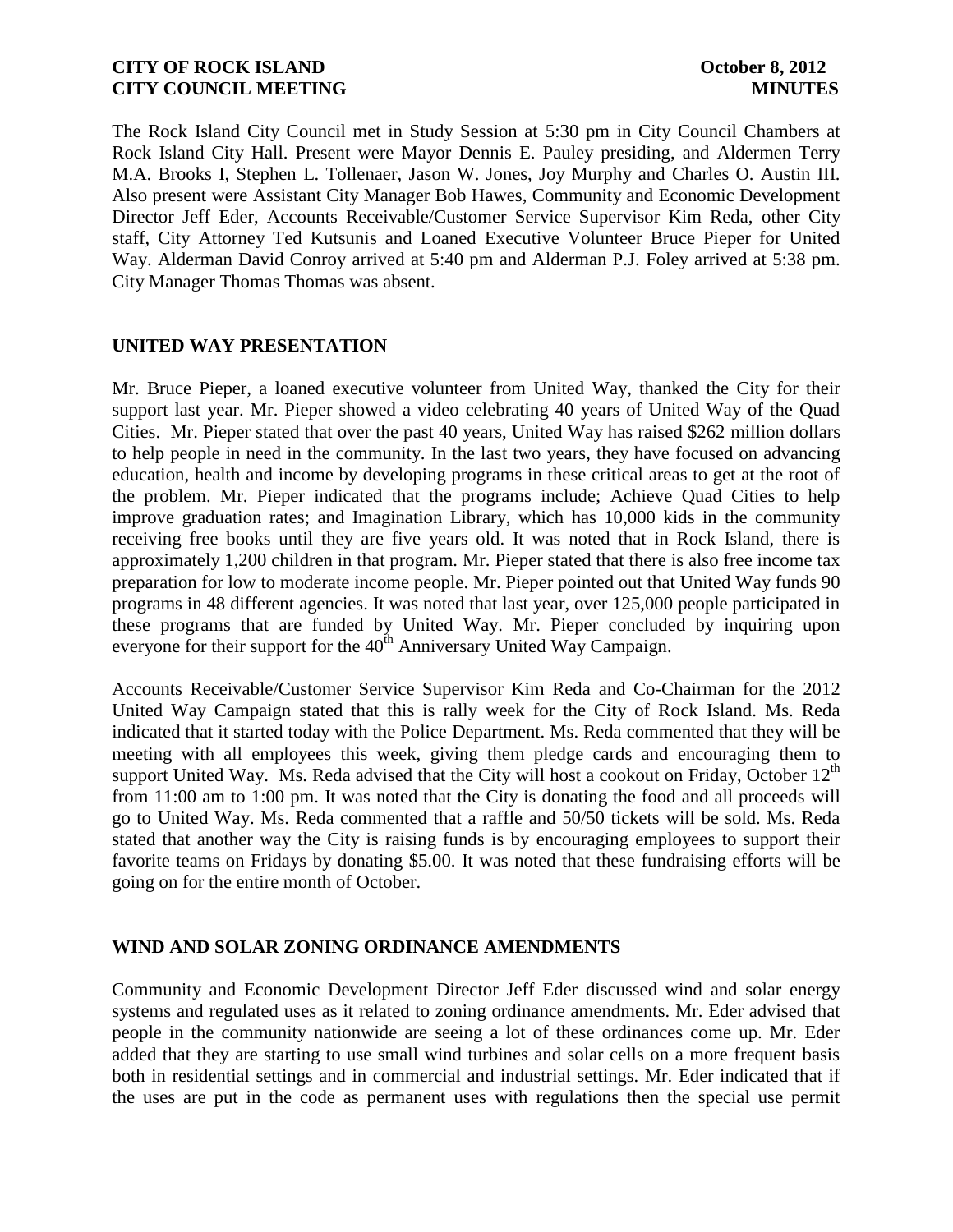The Rock Island City Council met in Study Session at 5:30 pm in City Council Chambers at Rock Island City Hall. Present were Mayor Dennis E. Pauley presiding, and Aldermen Terry M.A. Brooks I, Stephen L. Tollenaer, Jason W. Jones, Joy Murphy and Charles O. Austin III. Also present were Assistant City Manager Bob Hawes, Community and Economic Development Director Jeff Eder, Accounts Receivable/Customer Service Supervisor Kim Reda, other City staff, City Attorney Ted Kutsunis and Loaned Executive Volunteer Bruce Pieper for United Way. Alderman David Conroy arrived at 5:40 pm and Alderman P.J. Foley arrived at 5:38 pm. City Manager Thomas Thomas was absent.

## UNITED WAY PRESENTATION

Mr. Bruce Pieper, a loaned executive volunteer from United Way, thanked the City for their support last year. Mr. Pieper showed a video celebrating 40 years of United Way of the Quad Cities. Mr. Pieper stated that over the past 40 years, United Way has raised $262 million dollars to help people in need in the community. In the last two years, they have focused on advancing education, health and income by developing programs in these critical areas to get at the root of the problem. Mr. Pieper indicated that the programs include; Achieve Quad Cities to help improve graduation rates; and Imagination Library, which has 10,000 kids in the community receiving free books until they are five years old. It was noted that in Rock Island, there is approximately 1,200 children in that program. Mr. Pieper stated that there is also free income tax preparation for low to moderate income people. Mr. Pieper pointed out that United Way funds 90 programs in 48 different agencies. It was noted that last year, over 125,000 people participated in these programs that are funded by United Way. Mr. Pieper concluded by inquiring upon everyone for their support for the 40th Anniversary United Way Campaign.

Accounts Receivable/Customer Service Supervisor Kim Reda and Co-Chairman for the 2012 United Way Campaign stated that this is rally week for the City of Rock Island. Ms. Reda indicated that it started today with the Police Department. Ms. Reda commented that they will be meeting with all employees this week, giving them pledge cards and encouraging them to support United Way. Ms. Reda advised that the City will host a cookout on Friday, October 12th from 11:00 am to 1:00 pm. It was noted that the City is donating the food and all proceeds will go to United Way. Ms. Reda commented that a raffle and 50/50 tickets will be sold. Ms. Reda stated that another way the City is raising funds is by encouraging employees to support their favorite teams on Fridays by donating $5.00. It was noted that these fundraising efforts will be going on for the entire month of October.

## WIND AND SOLAR ZONING ORDINANCE AMENDMENTS

Community and Economic Development Director Jeff Eder discussed wind and solar energy systems and regulated uses as it related to zoning ordinance amendments. Mr. Eder advised that people in the community nationwide are seeing a lot of these ordinances come up. Mr. Eder added that they are starting to use small wind turbines and solar cells on a more frequent basis both in residential settings and in commercial and industrial settings. Mr. Eder indicated that if the uses are put in the code as permanent uses with regulations then the special use permit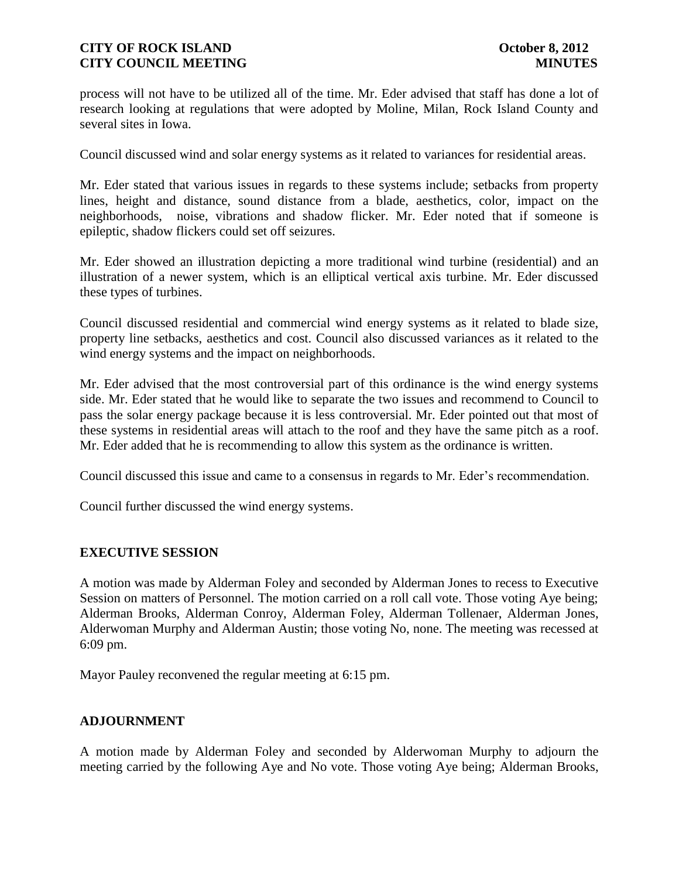process will not have to be utilized all of the time. Mr. Eder advised that staff has done a lot of research looking at regulations that were adopted by Moline, Milan, Rock Island County and several sites in Iowa.

Council discussed wind and solar energy systems as it related to variances for residential areas.

Mr. Eder stated that various issues in regards to these systems include; setbacks from property lines, height and distance, sound distance from a blade, aesthetics, color, impact on the neighborhoods, noise, vibrations and shadow flicker. Mr. Eder noted that if someone is epileptic, shadow flickers could set off seizures.

Mr. Eder showed an illustration depicting a more traditional wind turbine (residential) and an illustration of a newer system, which is an elliptical vertical axis turbine. Mr. Eder discussed these types of turbines.

Council discussed residential and commercial wind energy systems as it related to blade size, property line setbacks, aesthetics and cost. Council also discussed variances as it related to the wind energy systems and the impact on neighborhoods.

Mr. Eder advised that the most controversial part of this ordinance is the wind energy systems side. Mr. Eder stated that he would like to separate the two issues and recommend to Council to pass the solar energy package because it is less controversial. Mr. Eder pointed out that most of these systems in residential areas will attach to the roof and they have the same pitch as a roof. Mr. Eder added that he is recommending to allow this system as the ordinance is written.

Council discussed this issue and came to a consensus in regards to Mr. Eder's recommendation.

Council further discussed the wind energy systems.

## EXECUTIVE SESSION

A motion was made by Alderman Foley and seconded by Alderman Jones to recess to Executive Session on matters of Personnel. The motion carried on a roll call vote. Those voting Aye being; Alderman Brooks, Alderman Conroy, Alderman Foley, Alderman Tollenaer, Alderman Jones, Alderwoman Murphy and Alderman Austin; those voting No, none. The meeting was recessed at 6:09 pm.

Mayor Pauley reconvened the regular meeting at 6:15 pm.

## ADJOURNMENT

A motion made by Alderman Foley and seconded by Alderwoman Murphy to adjourn the meeting carried by the following Aye and No vote. Those voting Aye being; Alderman Brooks,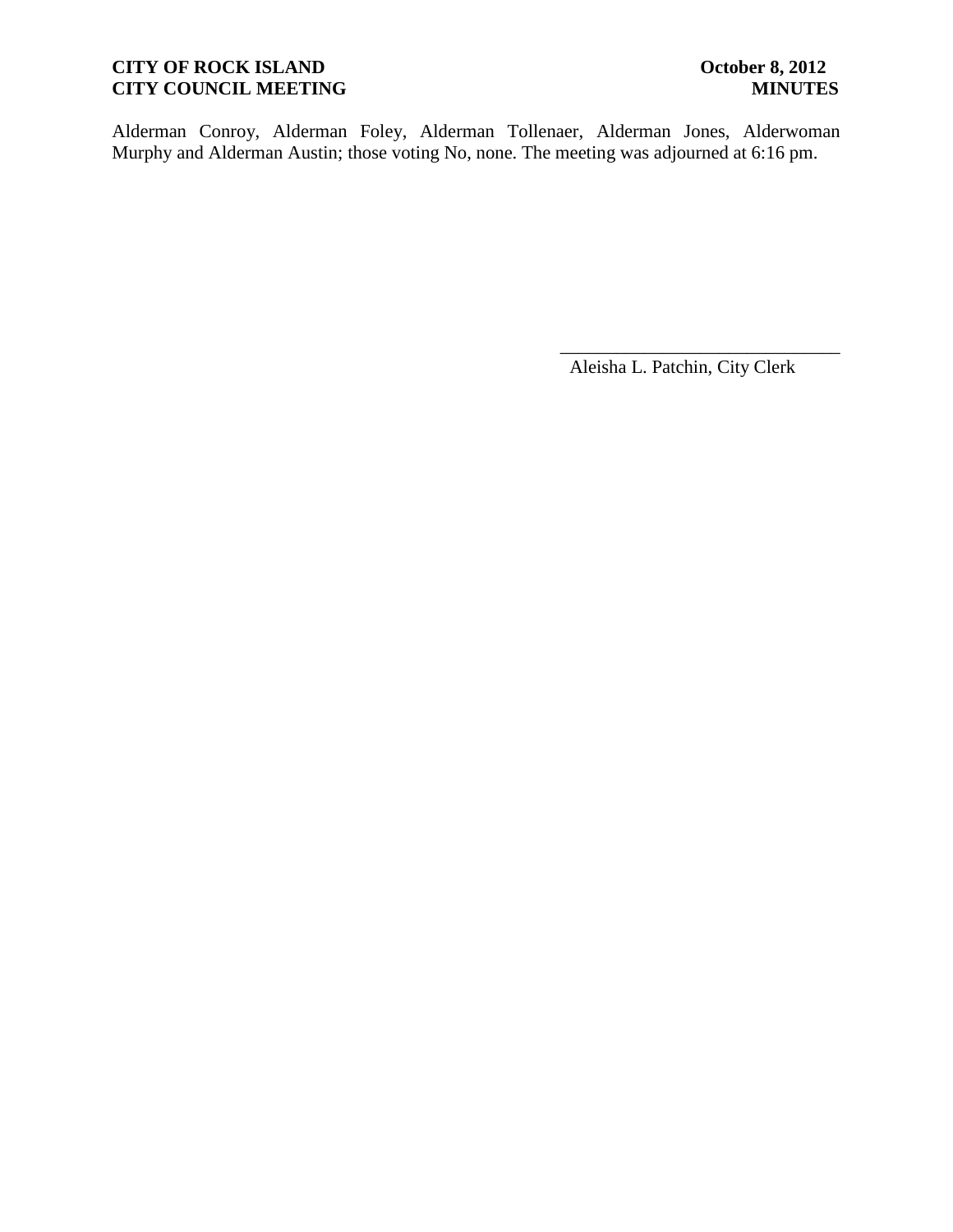Alderman Conroy, Alderman Foley, Alderman Tollenaer, Alderman Jones, Alderwoman Murphy and Alderman Austin; those voting No, none. The meeting was adjourned at 6:16 pm.

_______________________________
Aleisha L. Patchin, City Clerk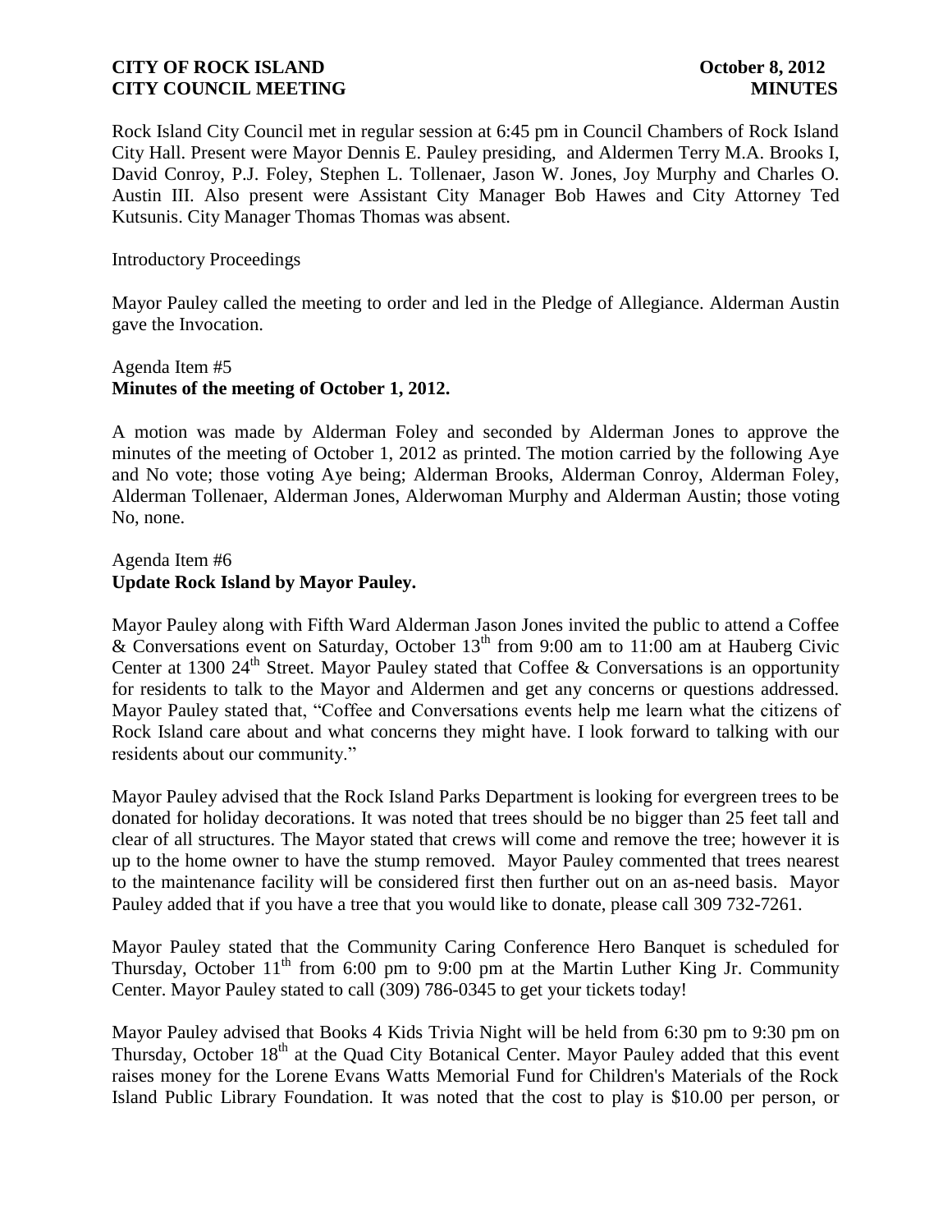Rock Island City Council met in regular session at 6:45 pm in Council Chambers of Rock Island City Hall. Present were Mayor Dennis E. Pauley presiding, and Aldermen Terry M.A. Brooks I, David Conroy, P.J. Foley, Stephen L. Tollenaer, Jason W. Jones, Joy Murphy and Charles O. Austin III. Also present were Assistant City Manager Bob Hawes and City Attorney Ted Kutsunis. City Manager Thomas Thomas was absent.

Introductory Proceedings

Mayor Pauley called the meeting to order and led in the Pledge of Allegiance. Alderman Austin gave the Invocation.

Agenda Item #5
**Minutes of the meeting of October 1, 2012.**

A motion was made by Alderman Foley and seconded by Alderman Jones to approve the minutes of the meeting of October 1, 2012 as printed. The motion carried by the following Aye and No vote; those voting Aye being; Alderman Brooks, Alderman Conroy, Alderman Foley, Alderman Tollenaer, Alderman Jones, Alderwoman Murphy and Alderman Austin; those voting No, none.

Agenda Item #6
**Update Rock Island by Mayor Pauley.**

Mayor Pauley along with Fifth Ward Alderman Jason Jones invited the public to attend a Coffee & Conversations event on Saturday, October 13th from 9:00 am to 11:00 am at Hauberg Civic Center at 1300 24th Street. Mayor Pauley stated that Coffee & Conversations is an opportunity for residents to talk to the Mayor and Aldermen and get any concerns or questions addressed. Mayor Pauley stated that, "Coffee and Conversations events help me learn what the citizens of Rock Island care about and what concerns they might have. I look forward to talking with our residents about our community."

Mayor Pauley advised that the Rock Island Parks Department is looking for evergreen trees to be donated for holiday decorations. It was noted that trees should be no bigger than 25 feet tall and clear of all structures. The Mayor stated that crews will come and remove the tree; however it is up to the home owner to have the stump removed. Mayor Pauley commented that trees nearest to the maintenance facility will be considered first then further out on an as-need basis. Mayor Pauley added that if you have a tree that you would like to donate, please call 309 732-7261.

Mayor Pauley stated that the Community Caring Conference Hero Banquet is scheduled for Thursday, October 11th from 6:00 pm to 9:00 pm at the Martin Luther King Jr. Community Center. Mayor Pauley stated to call (309) 786-0345 to get your tickets today!

Mayor Pauley advised that Books 4 Kids Trivia Night will be held from 6:30 pm to 9:30 pm on Thursday, October 18th at the Quad City Botanical Center. Mayor Pauley added that this event raises money for the Lorene Evans Watts Memorial Fund for Children's Materials of the Rock Island Public Library Foundation. It was noted that the cost to play is $10.00 per person, or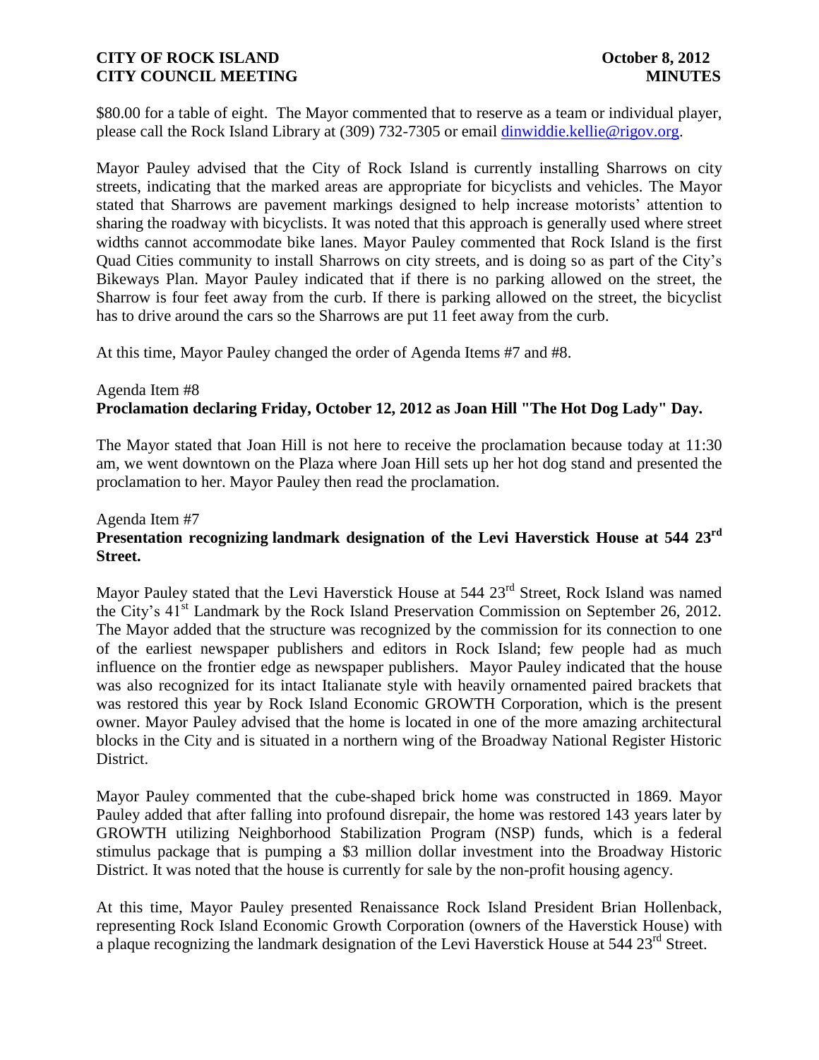$80.00 for a table of eight. The Mayor commented that to reserve as a team or individual player, please call the Rock Island Library at (309) 732-7305 or email dinwiddie.kellie@rigov.org.

Mayor Pauley advised that the City of Rock Island is currently installing Sharrows on city streets, indicating that the marked areas are appropriate for bicyclists and vehicles. The Mayor stated that Sharrows are pavement markings designed to help increase motorists' attention to sharing the roadway with bicyclists. It was noted that this approach is generally used where street widths cannot accommodate bike lanes. Mayor Pauley commented that Rock Island is the first Quad Cities community to install Sharrows on city streets, and is doing so as part of the City's Bikeways Plan. Mayor Pauley indicated that if there is no parking allowed on the street, the Sharrow is four feet away from the curb. If there is parking allowed on the street, the bicyclist has to drive around the cars so the Sharrows are put 11 feet away from the curb.

At this time, Mayor Pauley changed the order of Agenda Items #7 and #8.

Agenda Item #8
**Proclamation declaring Friday, October 12, 2012 as Joan Hill "The Hot Dog Lady" Day.**

The Mayor stated that Joan Hill is not here to receive the proclamation because today at 11:30 am, we went downtown on the Plaza where Joan Hill sets up her hot dog stand and presented the proclamation to her. Mayor Pauley then read the proclamation.

Agenda Item #7
**Presentation recognizing landmark designation of the Levi Haverstick House at 544 23rd Street.**

Mayor Pauley stated that the Levi Haverstick House at 544 23rd Street, Rock Island was named the City's 41st Landmark by the Rock Island Preservation Commission on September 26, 2012. The Mayor added that the structure was recognized by the commission for its connection to one of the earliest newspaper publishers and editors in Rock Island; few people had as much influence on the frontier edge as newspaper publishers. Mayor Pauley indicated that the house was also recognized for its intact Italianate style with heavily ornamented paired brackets that was restored this year by Rock Island Economic GROWTH Corporation, which is the present owner. Mayor Pauley advised that the home is located in one of the more amazing architectural blocks in the City and is situated in a northern wing of the Broadway National Register Historic District.

Mayor Pauley commented that the cube-shaped brick home was constructed in 1869. Mayor Pauley added that after falling into profound disrepair, the home was restored 143 years later by GROWTH utilizing Neighborhood Stabilization Program (NSP) funds, which is a federal stimulus package that is pumping a $3 million dollar investment into the Broadway Historic District. It was noted that the house is currently for sale by the non-profit housing agency.

At this time, Mayor Pauley presented Renaissance Rock Island President Brian Hollenback, representing Rock Island Economic Growth Corporation (owners of the Haverstick House) with a plaque recognizing the landmark designation of the Levi Haverstick House at 544 23rd Street.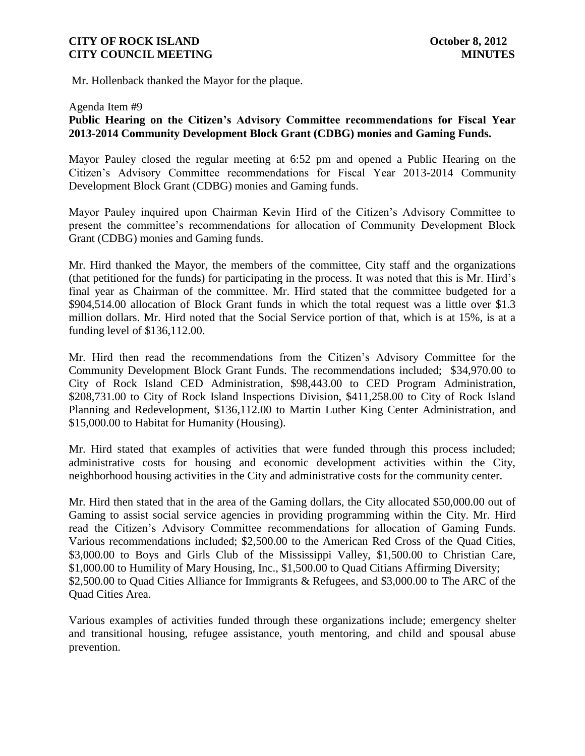Mr. Hollenback thanked the Mayor for the plaque.

Agenda Item #9

**Public Hearing on the Citizen's Advisory Committee recommendations for Fiscal Year 2013-2014 Community Development Block Grant (CDBG) monies and Gaming Funds.**

Mayor Pauley closed the regular meeting at 6:52 pm and opened a Public Hearing on the Citizen's Advisory Committee recommendations for Fiscal Year 2013-2014 Community Development Block Grant (CDBG) monies and Gaming funds.

Mayor Pauley inquired upon Chairman Kevin Hird of the Citizen's Advisory Committee to present the committee's recommendations for allocation of Community Development Block Grant (CDBG) monies and Gaming funds.

Mr. Hird thanked the Mayor, the members of the committee, City staff and the organizations (that petitioned for the funds) for participating in the process. It was noted that this is Mr. Hird's final year as Chairman of the committee. Mr. Hird stated that the committee budgeted for a $904,514.00 allocation of Block Grant funds in which the total request was a little over $1.3 million dollars. Mr. Hird noted that the Social Service portion of that, which is at 15%, is at a funding level of $136,112.00.

Mr. Hird then read the recommendations from the Citizen's Advisory Committee for the Community Development Block Grant Funds. The recommendations included; $34,970.00 to City of Rock Island CED Administration, $98,443.00 to CED Program Administration, $208,731.00 to City of Rock Island Inspections Division, $411,258.00 to City of Rock Island Planning and Redevelopment, $136,112.00 to Martin Luther King Center Administration, and $15,000.00 to Habitat for Humanity (Housing).

Mr. Hird stated that examples of activities that were funded through this process included; administrative costs for housing and economic development activities within the City, neighborhood housing activities in the City and administrative costs for the community center.

Mr. Hird then stated that in the area of the Gaming dollars, the City allocated $50,000.00 out of Gaming to assist social service agencies in providing programming within the City. Mr. Hird read the Citizen's Advisory Committee recommendations for allocation of Gaming Funds. Various recommendations included; $2,500.00 to the American Red Cross of the Quad Cities, $3,000.00 to Boys and Girls Club of the Mississippi Valley, $1,500.00 to Christian Care, $1,000.00 to Humility of Mary Housing, Inc., $1,500.00 to Quad Citians Affirming Diversity; $2,500.00 to Quad Cities Alliance for Immigrants & Refugees, and $3,000.00 to The ARC of the Quad Cities Area.

Various examples of activities funded through these organizations include; emergency shelter and transitional housing, refugee assistance, youth mentoring, and child and spousal abuse prevention.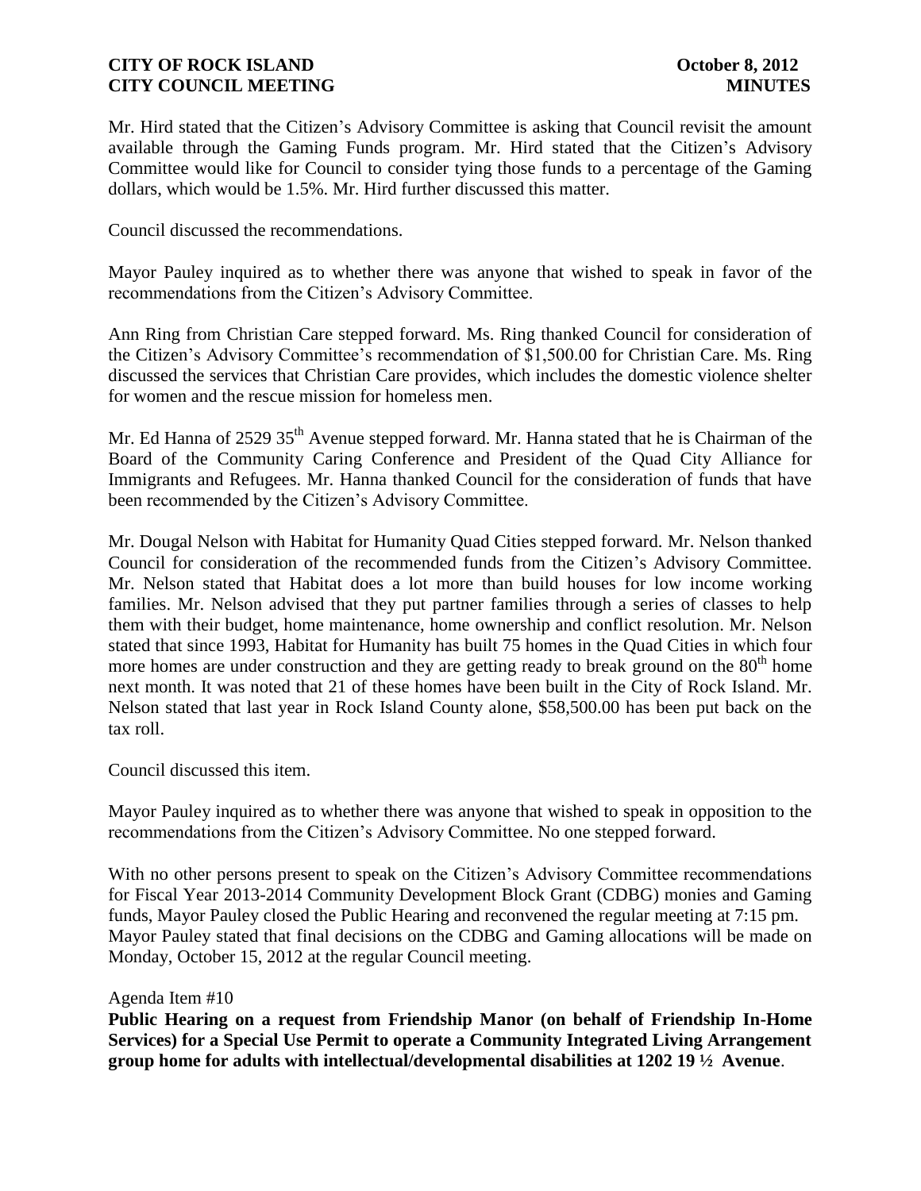Mr. Hird stated that the Citizen's Advisory Committee is asking that Council revisit the amount available through the Gaming Funds program. Mr. Hird stated that the Citizen's Advisory Committee would like for Council to consider tying those funds to a percentage of the Gaming dollars, which would be 1.5%. Mr. Hird further discussed this matter.

Council discussed the recommendations.

Mayor Pauley inquired as to whether there was anyone that wished to speak in favor of the recommendations from the Citizen's Advisory Committee.

Ann Ring from Christian Care stepped forward. Ms. Ring thanked Council for consideration of the Citizen's Advisory Committee's recommendation of $1,500.00 for Christian Care. Ms. Ring discussed the services that Christian Care provides, which includes the domestic violence shelter for women and the rescue mission for homeless men.

Mr. Ed Hanna of 2529 35th Avenue stepped forward. Mr. Hanna stated that he is Chairman of the Board of the Community Caring Conference and President of the Quad City Alliance for Immigrants and Refugees. Mr. Hanna thanked Council for the consideration of funds that have been recommended by the Citizen's Advisory Committee.

Mr. Dougal Nelson with Habitat for Humanity Quad Cities stepped forward. Mr. Nelson thanked Council for consideration of the recommended funds from the Citizen's Advisory Committee. Mr. Nelson stated that Habitat does a lot more than build houses for low income working families. Mr. Nelson advised that they put partner families through a series of classes to help them with their budget, home maintenance, home ownership and conflict resolution. Mr. Nelson stated that since 1993, Habitat for Humanity has built 75 homes in the Quad Cities in which four more homes are under construction and they are getting ready to break ground on the 80th home next month. It was noted that 21 of these homes have been built in the City of Rock Island. Mr. Nelson stated that last year in Rock Island County alone, $58,500.00 has been put back on the tax roll.

Council discussed this item.

Mayor Pauley inquired as to whether there was anyone that wished to speak in opposition to the recommendations from the Citizen's Advisory Committee. No one stepped forward.

With no other persons present to speak on the Citizen's Advisory Committee recommendations for Fiscal Year 2013-2014 Community Development Block Grant (CDBG) monies and Gaming funds, Mayor Pauley closed the Public Hearing and reconvened the regular meeting at 7:15 pm. Mayor Pauley stated that final decisions on the CDBG and Gaming allocations will be made on Monday, October 15, 2012 at the regular Council meeting.

Agenda Item #10

**Public Hearing on a request from Friendship Manor (on behalf of Friendship In-Home Services) for a Special Use Permit to operate a Community Integrated Living Arrangement group home for adults with intellectual/developmental disabilities at 1202 19 ½ Avenue**.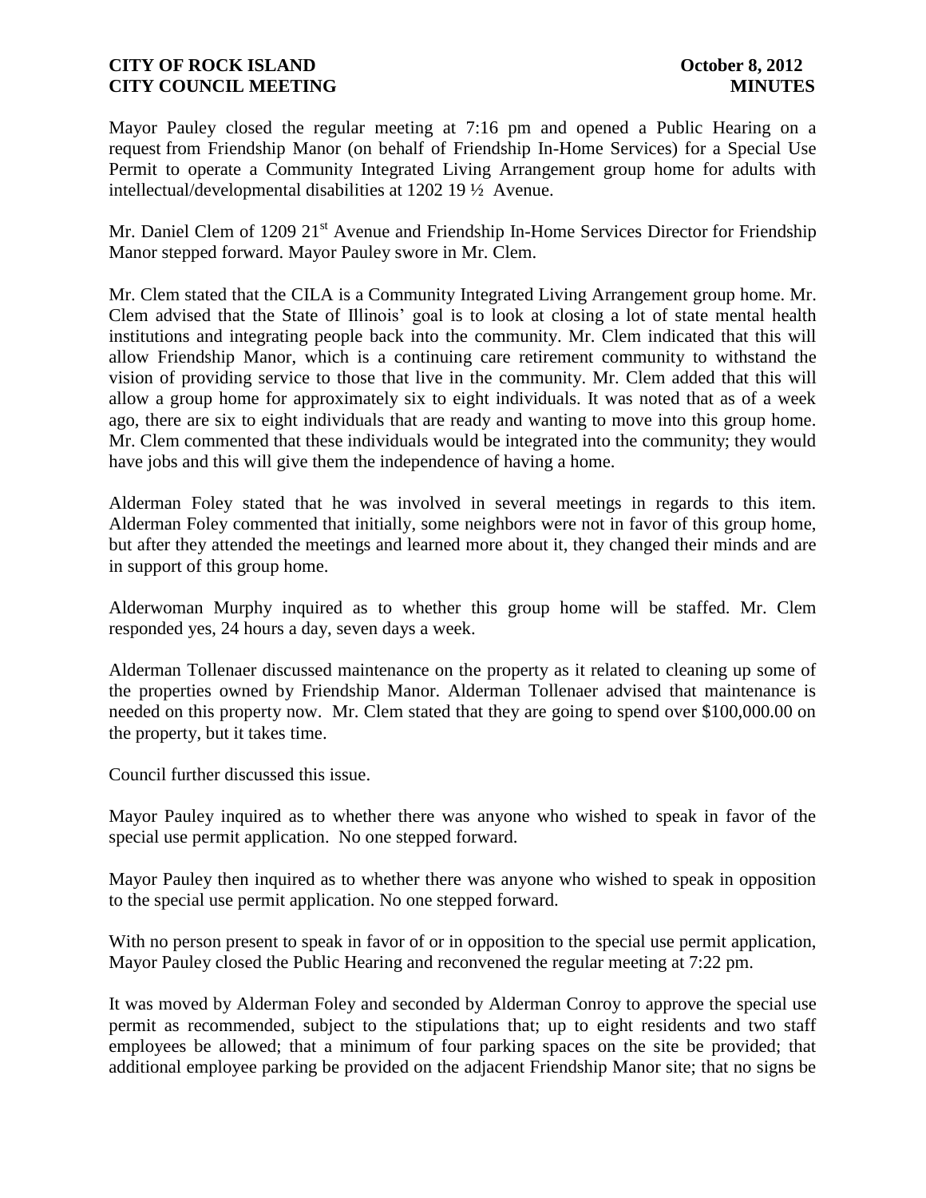Mayor Pauley closed the regular meeting at 7:16 pm and opened a Public Hearing on a request from Friendship Manor (on behalf of Friendship In-Home Services) for a Special Use Permit to operate a Community Integrated Living Arrangement group home for adults with intellectual/developmental disabilities at 1202 19 ½ Avenue.

Mr. Daniel Clem of 1209 21st Avenue and Friendship In-Home Services Director for Friendship Manor stepped forward. Mayor Pauley swore in Mr. Clem.

Mr. Clem stated that the CILA is a Community Integrated Living Arrangement group home. Mr. Clem advised that the State of Illinois' goal is to look at closing a lot of state mental health institutions and integrating people back into the community. Mr. Clem indicated that this will allow Friendship Manor, which is a continuing care retirement community to withstand the vision of providing service to those that live in the community. Mr. Clem added that this will allow a group home for approximately six to eight individuals. It was noted that as of a week ago, there are six to eight individuals that are ready and wanting to move into this group home. Mr. Clem commented that these individuals would be integrated into the community; they would have jobs and this will give them the independence of having a home.

Alderman Foley stated that he was involved in several meetings in regards to this item. Alderman Foley commented that initially, some neighbors were not in favor of this group home, but after they attended the meetings and learned more about it, they changed their minds and are in support of this group home.

Alderwoman Murphy inquired as to whether this group home will be staffed. Mr. Clem responded yes, 24 hours a day, seven days a week.

Alderman Tollenaer discussed maintenance on the property as it related to cleaning up some of the properties owned by Friendship Manor. Alderman Tollenaer advised that maintenance is needed on this property now. Mr. Clem stated that they are going to spend over $100,000.00 on the property, but it takes time.

Council further discussed this issue.

Mayor Pauley inquired as to whether there was anyone who wished to speak in favor of the special use permit application. No one stepped forward.

Mayor Pauley then inquired as to whether there was anyone who wished to speak in opposition to the special use permit application. No one stepped forward.

With no person present to speak in favor of or in opposition to the special use permit application, Mayor Pauley closed the Public Hearing and reconvened the regular meeting at 7:22 pm.

It was moved by Alderman Foley and seconded by Alderman Conroy to approve the special use permit as recommended, subject to the stipulations that; up to eight residents and two staff employees be allowed; that a minimum of four parking spaces on the site be provided; that additional employee parking be provided on the adjacent Friendship Manor site; that no signs be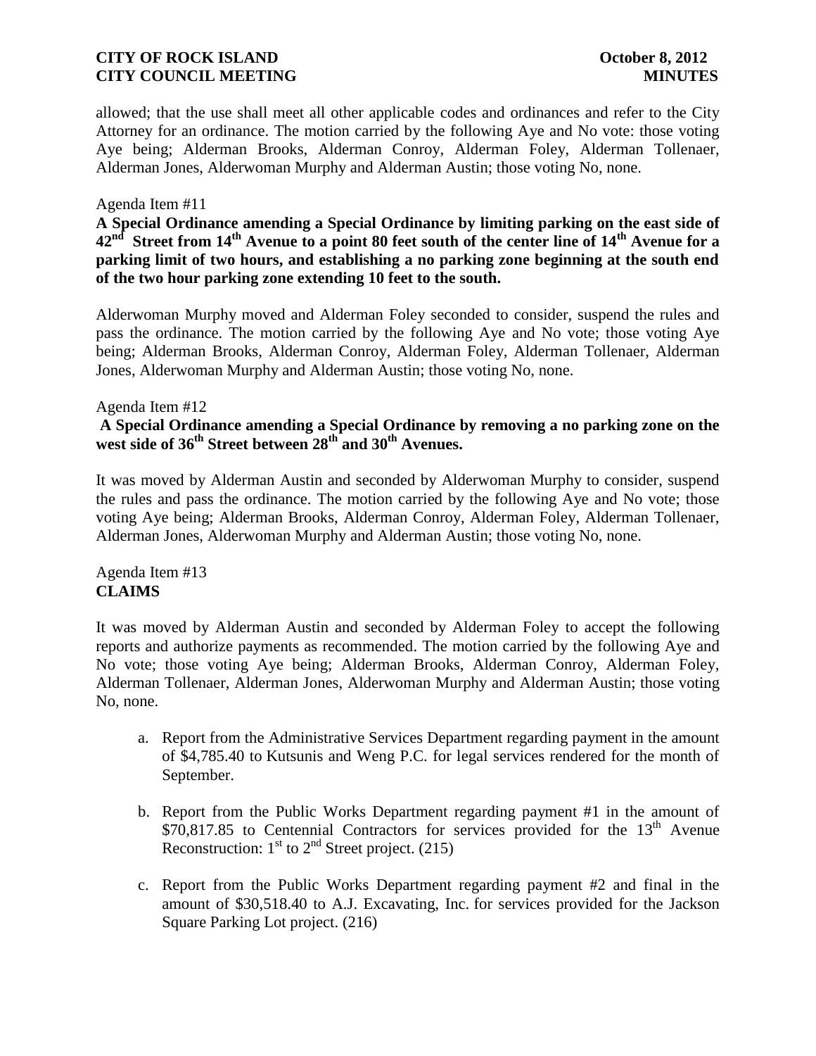allowed; that the use shall meet all other applicable codes and ordinances and refer to the City Attorney for an ordinance. The motion carried by the following Aye and No vote: those voting Aye being; Alderman Brooks, Alderman Conroy, Alderman Foley, Alderman Tollenaer, Alderman Jones, Alderwoman Murphy and Alderman Austin; those voting No, none.

Agenda Item #11

**A Special Ordinance amending a Special Ordinance by limiting parking on the east side of 42nd Street from 14th Avenue to a point 80 feet south of the center line of 14th Avenue for a parking limit of two hours, and establishing a no parking zone beginning at the south end of the two hour parking zone extending 10 feet to the south.**

Alderwoman Murphy moved and Alderman Foley seconded to consider, suspend the rules and pass the ordinance. The motion carried by the following Aye and No vote; those voting Aye being; Alderman Brooks, Alderman Conroy, Alderman Foley, Alderman Tollenaer, Alderman Jones, Alderwoman Murphy and Alderman Austin; those voting No, none.

Agenda Item #12

**A Special Ordinance amending a Special Ordinance by removing a no parking zone on the west side of 36th Street between 28th and 30th Avenues.**

It was moved by Alderman Austin and seconded by Alderwoman Murphy to consider, suspend the rules and pass the ordinance. The motion carried by the following Aye and No vote; those voting Aye being; Alderman Brooks, Alderman Conroy, Alderman Foley, Alderman Tollenaer, Alderman Jones, Alderwoman Murphy and Alderman Austin; those voting No, none.

Agenda Item #13

**CLAIMS**

It was moved by Alderman Austin and seconded by Alderman Foley to accept the following reports and authorize payments as recommended. The motion carried by the following Aye and No vote; those voting Aye being; Alderman Brooks, Alderman Conroy, Alderman Foley, Alderman Tollenaer, Alderman Jones, Alderwoman Murphy and Alderman Austin; those voting No, none.

a. Report from the Administrative Services Department regarding payment in the amount of $4,785.40 to Kutsunis and Weng P.C. for legal services rendered for the month of September.

b. Report from the Public Works Department regarding payment #1 in the amount of $70,817.85 to Centennial Contractors for services provided for the 13th Avenue Reconstruction: 1st to 2nd Street project. (215)

c. Report from the Public Works Department regarding payment #2 and final in the amount of $30,518.40 to A.J. Excavating, Inc. for services provided for the Jackson Square Parking Lot project. (216)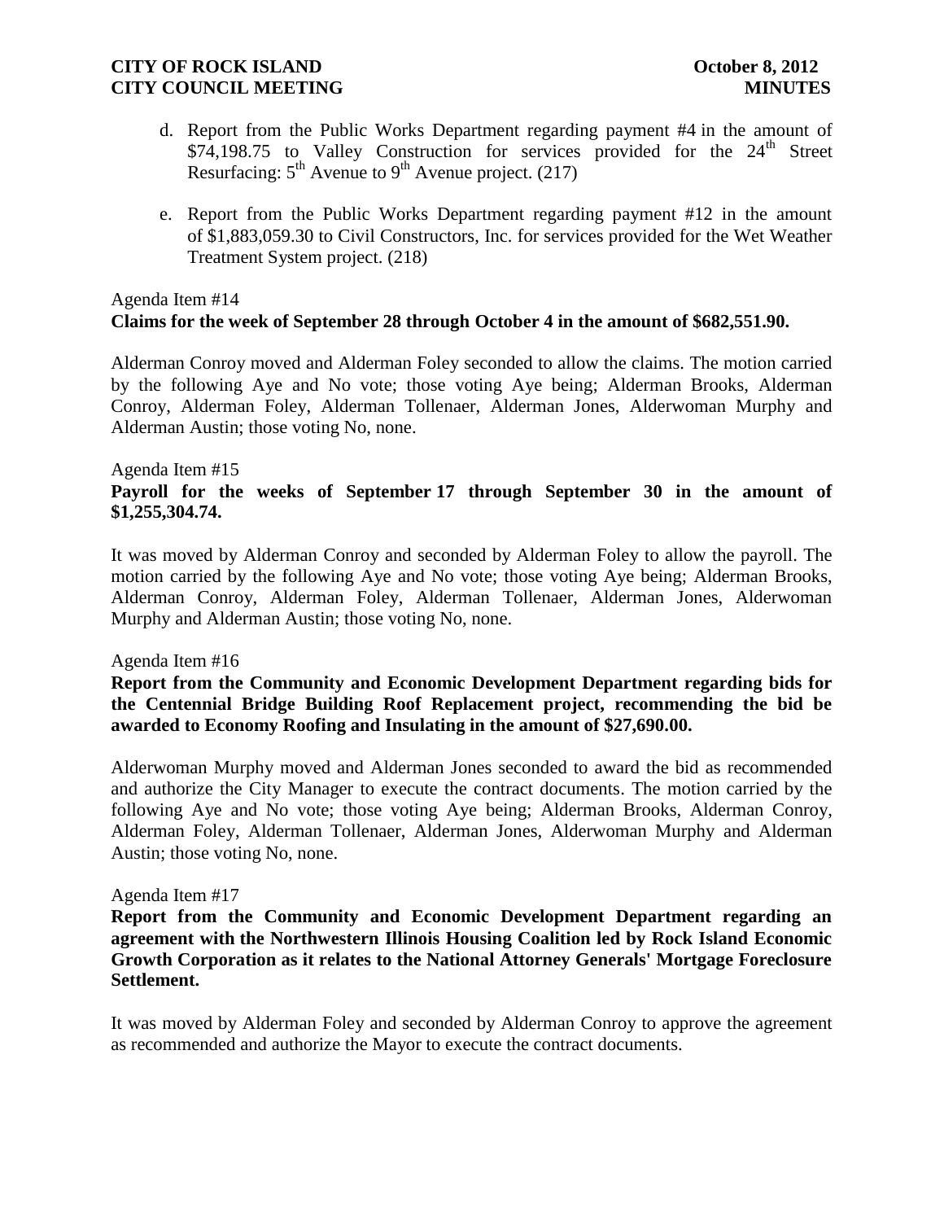d. Report from the Public Works Department regarding payment #4 in the amount of $74,198.75 to Valley Construction for services provided for the 24th Street Resurfacing: 5th Avenue to 9th Avenue project. (217)

e. Report from the Public Works Department regarding payment #12 in the amount of $1,883,059.30 to Civil Constructors, Inc. for services provided for the Wet Weather Treatment System project. (218)

Agenda Item #14
**Claims for the week of September 28 through October 4 in the amount of $682,551.90.**

Alderman Conroy moved and Alderman Foley seconded to allow the claims. The motion carried by the following Aye and No vote; those voting Aye being; Alderman Brooks, Alderman Conroy, Alderman Foley, Alderman Tollenaer, Alderman Jones, Alderwoman Murphy and Alderman Austin; those voting No, none.

Agenda Item #15
**Payroll for the weeks of September 17 through September 30 in the amount of $1,255,304.74.**

It was moved by Alderman Conroy and seconded by Alderman Foley to allow the payroll. The motion carried by the following Aye and No vote; those voting Aye being; Alderman Brooks, Alderman Conroy, Alderman Foley, Alderman Tollenaer, Alderman Jones, Alderwoman Murphy and Alderman Austin; those voting No, none.

Agenda Item #16
**Report from the Community and Economic Development Department regarding bids for the Centennial Bridge Building Roof Replacement project, recommending the bid be awarded to Economy Roofing and Insulating in the amount of $27,690.00.**

Alderwoman Murphy moved and Alderman Jones seconded to award the bid as recommended and authorize the City Manager to execute the contract documents. The motion carried by the following Aye and No vote; those voting Aye being; Alderman Brooks, Alderman Conroy, Alderman Foley, Alderman Tollenaer, Alderman Jones, Alderwoman Murphy and Alderman Austin; those voting No, none.

Agenda Item #17
**Report from the Community and Economic Development Department regarding an agreement with the Northwestern Illinois Housing Coalition led by Rock Island Economic Growth Corporation as it relates to the National Attorney Generals' Mortgage Foreclosure Settlement.**

It was moved by Alderman Foley and seconded by Alderman Conroy to approve the agreement as recommended and authorize the Mayor to execute the contract documents.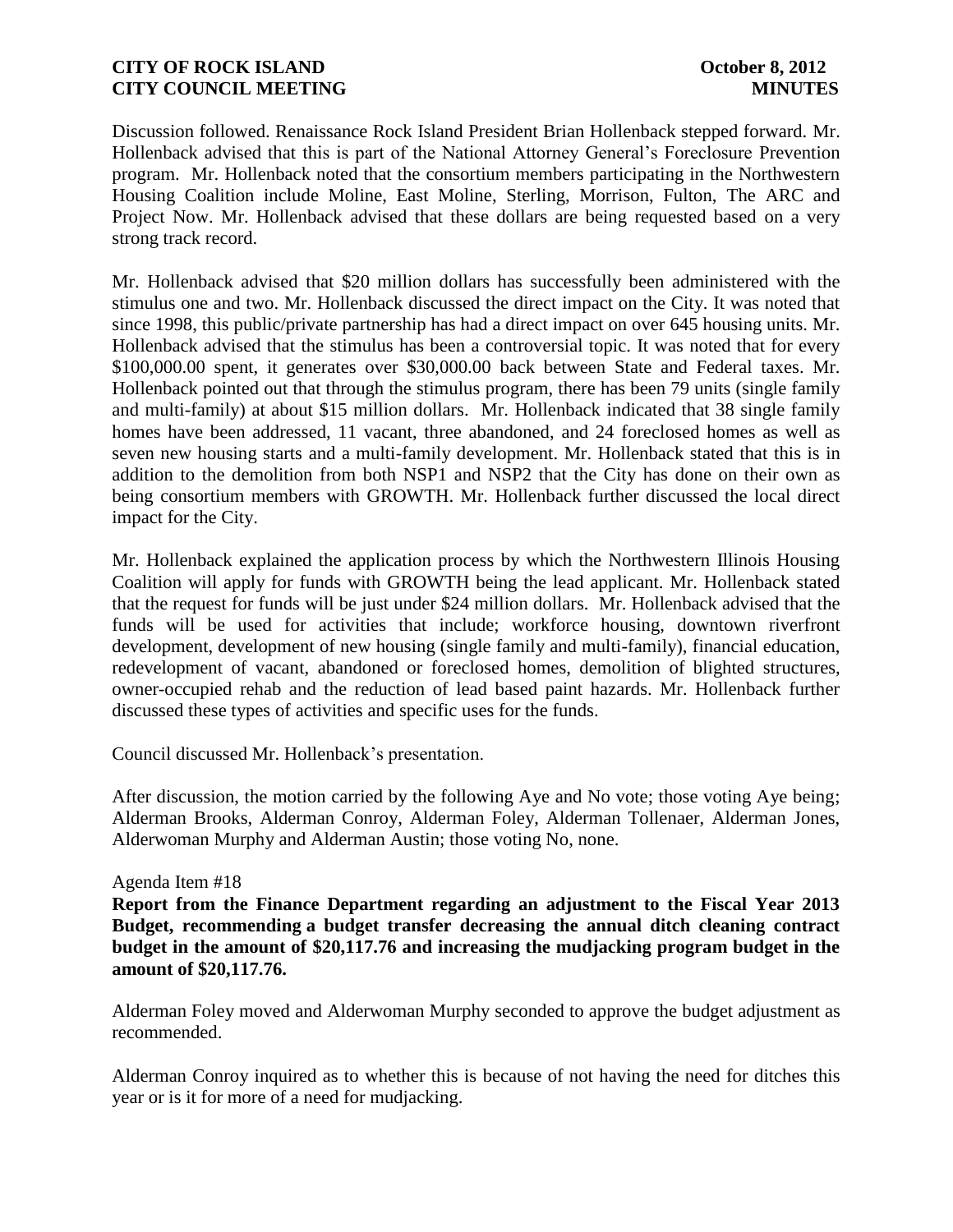Discussion followed. Renaissance Rock Island President Brian Hollenback stepped forward. Mr. Hollenback advised that this is part of the National Attorney General's Foreclosure Prevention program. Mr. Hollenback noted that the consortium members participating in the Northwestern Housing Coalition include Moline, East Moline, Sterling, Morrison, Fulton, The ARC and Project Now. Mr. Hollenback advised that these dollars are being requested based on a very strong track record.

Mr. Hollenback advised that $20 million dollars has successfully been administered with the stimulus one and two. Mr. Hollenback discussed the direct impact on the City. It was noted that since 1998, this public/private partnership has had a direct impact on over 645 housing units. Mr. Hollenback advised that the stimulus has been a controversial topic. It was noted that for every $100,000.00 spent, it generates over $30,000.00 back between State and Federal taxes. Mr. Hollenback pointed out that through the stimulus program, there has been 79 units (single family and multi-family) at about $15 million dollars. Mr. Hollenback indicated that 38 single family homes have been addressed, 11 vacant, three abandoned, and 24 foreclosed homes as well as seven new housing starts and a multi-family development. Mr. Hollenback stated that this is in addition to the demolition from both NSP1 and NSP2 that the City has done on their own as being consortium members with GROWTH. Mr. Hollenback further discussed the local direct impact for the City.

Mr. Hollenback explained the application process by which the Northwestern Illinois Housing Coalition will apply for funds with GROWTH being the lead applicant. Mr. Hollenback stated that the request for funds will be just under $24 million dollars. Mr. Hollenback advised that the funds will be used for activities that include; workforce housing, downtown riverfront development, development of new housing (single family and multi-family), financial education, redevelopment of vacant, abandoned or foreclosed homes, demolition of blighted structures, owner-occupied rehab and the reduction of lead based paint hazards. Mr. Hollenback further discussed these types of activities and specific uses for the funds.

Council discussed Mr. Hollenback's presentation.

After discussion, the motion carried by the following Aye and No vote; those voting Aye being; Alderman Brooks, Alderman Conroy, Alderman Foley, Alderman Tollenaer, Alderman Jones, Alderwoman Murphy and Alderman Austin; those voting No, none.

Agenda Item #18

**Report from the Finance Department regarding an adjustment to the Fiscal Year 2013 Budget, recommending a budget transfer decreasing the annual ditch cleaning contract budget in the amount of $20,117.76 and increasing the mudjacking program budget in the amount of $20,117.76.**

Alderman Foley moved and Alderwoman Murphy seconded to approve the budget adjustment as recommended.

Alderman Conroy inquired as to whether this is because of not having the need for ditches this year or is it for more of a need for mudjacking.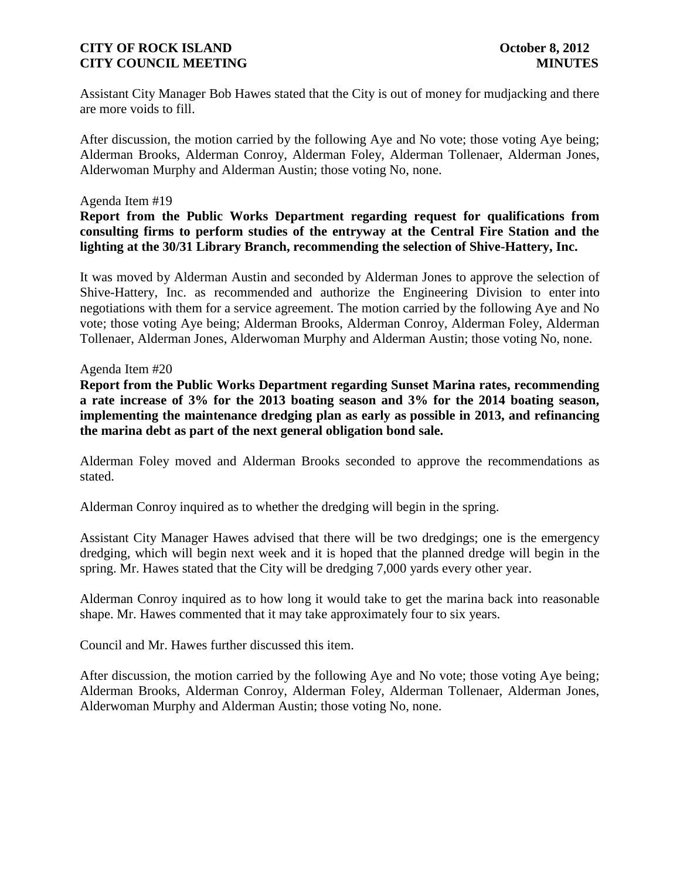Assistant City Manager Bob Hawes stated that the City is out of money for mudjacking and there are more voids to fill.

After discussion, the motion carried by the following Aye and No vote; those voting Aye being; Alderman Brooks, Alderman Conroy, Alderman Foley, Alderman Tollenaer, Alderman Jones, Alderwoman Murphy and Alderman Austin; those voting No, none.

Agenda Item #19

**Report from the Public Works Department regarding request for qualifications from consulting firms to perform studies of the entryway at the Central Fire Station and the lighting at the 30/31 Library Branch, recommending the selection of Shive-Hattery, Inc.**

It was moved by Alderman Austin and seconded by Alderman Jones to approve the selection of Shive-Hattery, Inc. as recommended and authorize the Engineering Division to enter into negotiations with them for a service agreement. The motion carried by the following Aye and No vote; those voting Aye being; Alderman Brooks, Alderman Conroy, Alderman Foley, Alderman Tollenaer, Alderman Jones, Alderwoman Murphy and Alderman Austin; those voting No, none.

Agenda Item #20

**Report from the Public Works Department regarding Sunset Marina rates, recommending a rate increase of 3% for the 2013 boating season and 3% for the 2014 boating season, implementing the maintenance dredging plan as early as possible in 2013, and refinancing the marina debt as part of the next general obligation bond sale.**

Alderman Foley moved and Alderman Brooks seconded to approve the recommendations as stated.

Alderman Conroy inquired as to whether the dredging will begin in the spring.

Assistant City Manager Hawes advised that there will be two dredgings; one is the emergency dredging, which will begin next week and it is hoped that the planned dredge will begin in the spring. Mr. Hawes stated that the City will be dredging 7,000 yards every other year.

Alderman Conroy inquired as to how long it would take to get the marina back into reasonable shape. Mr. Hawes commented that it may take approximately four to six years.

Council and Mr. Hawes further discussed this item.

After discussion, the motion carried by the following Aye and No vote; those voting Aye being; Alderman Brooks, Alderman Conroy, Alderman Foley, Alderman Tollenaer, Alderman Jones, Alderwoman Murphy and Alderman Austin; those voting No, none.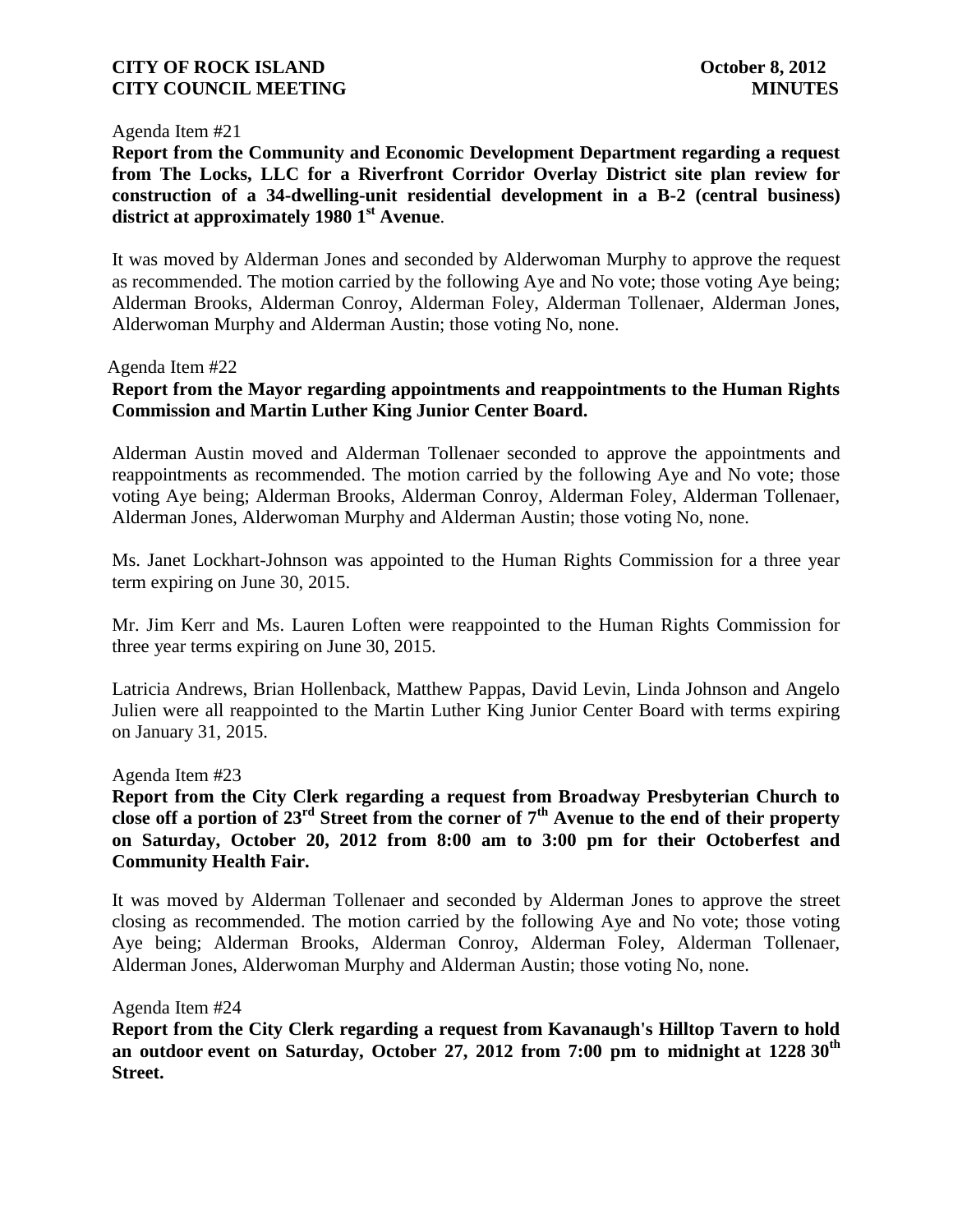Agenda Item #21

**Report from the Community and Economic Development Department regarding a request from The Locks, LLC for a Riverfront Corridor Overlay District site plan review for construction of a 34-dwelling-unit residential development in a B-2 (central business) district at approximately 1980 1st Avenue**.

It was moved by Alderman Jones and seconded by Alderwoman Murphy to approve the request as recommended. The motion carried by the following Aye and No vote; those voting Aye being; Alderman Brooks, Alderman Conroy, Alderman Foley, Alderman Tollenaer, Alderman Jones, Alderwoman Murphy and Alderman Austin; those voting No, none.

Agenda Item #22

**Report from the Mayor regarding appointments and reappointments to the Human Rights Commission and Martin Luther King Junior Center Board.**

Alderman Austin moved and Alderman Tollenaer seconded to approve the appointments and reappointments as recommended. The motion carried by the following Aye and No vote; those voting Aye being; Alderman Brooks, Alderman Conroy, Alderman Foley, Alderman Tollenaer, Alderman Jones, Alderwoman Murphy and Alderman Austin; those voting No, none.

Ms. Janet Lockhart-Johnson was appointed to the Human Rights Commission for a three year term expiring on June 30, 2015.

Mr. Jim Kerr and Ms. Lauren Loften were reappointed to the Human Rights Commission for three year terms expiring on June 30, 2015.

Latricia Andrews, Brian Hollenback, Matthew Pappas, David Levin, Linda Johnson and Angelo Julien were all reappointed to the Martin Luther King Junior Center Board with terms expiring on January 31, 2015.

Agenda Item #23

**Report from the City Clerk regarding a request from Broadway Presbyterian Church to close off a portion of 23rd Street from the corner of 7th Avenue to the end of their property on Saturday, October 20, 2012 from 8:00 am to 3:00 pm for their Octoberfest and Community Health Fair.**

It was moved by Alderman Tollenaer and seconded by Alderman Jones to approve the street closing as recommended. The motion carried by the following Aye and No vote; those voting Aye being; Alderman Brooks, Alderman Conroy, Alderman Foley, Alderman Tollenaer, Alderman Jones, Alderwoman Murphy and Alderman Austin; those voting No, none.

Agenda Item #24

**Report from the City Clerk regarding a request from Kavanaugh's Hilltop Tavern to hold an outdoor event on Saturday, October 27, 2012 from 7:00 pm to midnight at 1228 30th Street.**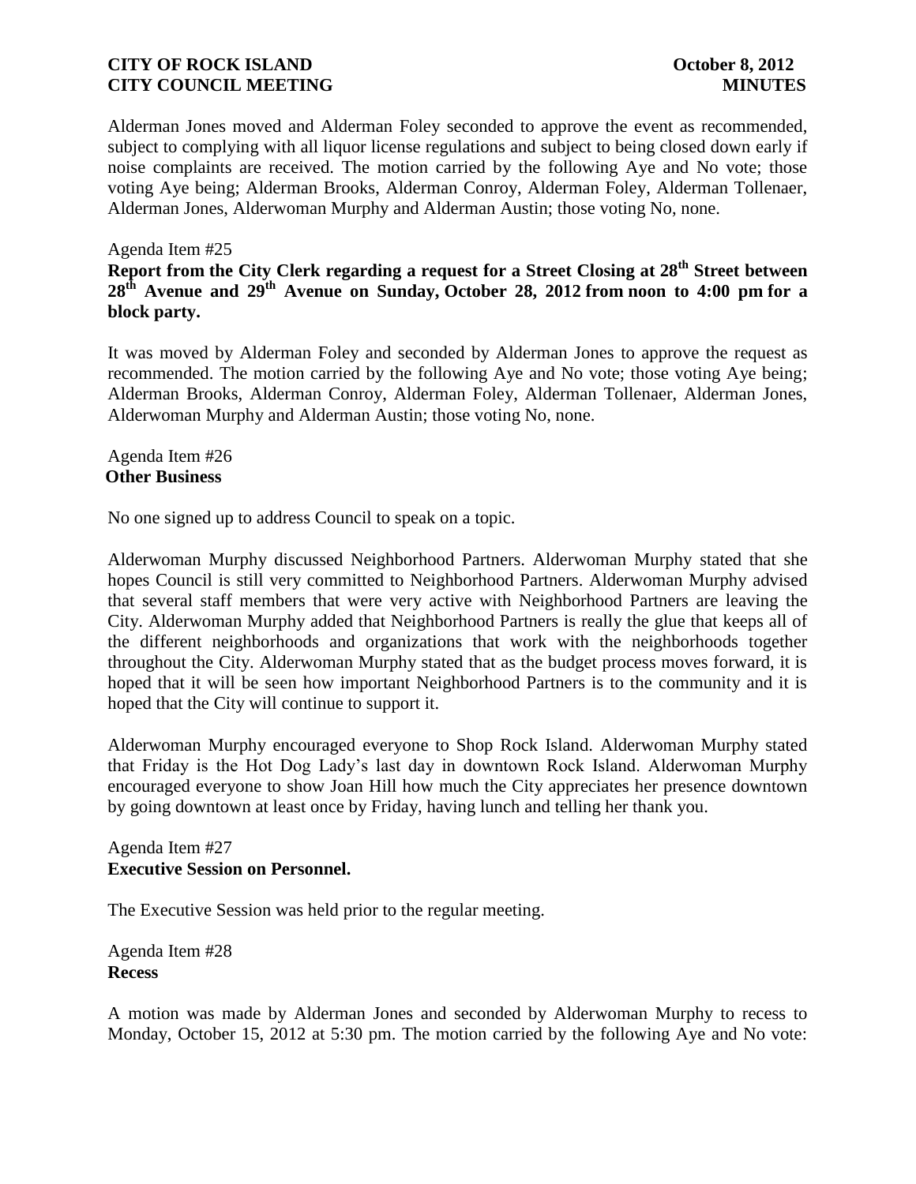Alderman Jones moved and Alderman Foley seconded to approve the event as recommended, subject to complying with all liquor license regulations and subject to being closed down early if noise complaints are received. The motion carried by the following Aye and No vote; those voting Aye being; Alderman Brooks, Alderman Conroy, Alderman Foley, Alderman Tollenaer, Alderman Jones, Alderwoman Murphy and Alderman Austin; those voting No, none.

Agenda Item #25

**Report from the City Clerk regarding a request for a Street Closing at 28th Street between 28th Avenue and 29th Avenue on Sunday, October 28, 2012 from noon to 4:00 pm for a block party.**

It was moved by Alderman Foley and seconded by Alderman Jones to approve the request as recommended. The motion carried by the following Aye and No vote; those voting Aye being; Alderman Brooks, Alderman Conroy, Alderman Foley, Alderman Tollenaer, Alderman Jones, Alderwoman Murphy and Alderman Austin; those voting No, none.

Agenda Item #26

**Other Business**

No one signed up to address Council to speak on a topic.

Alderwoman Murphy discussed Neighborhood Partners. Alderwoman Murphy stated that she hopes Council is still very committed to Neighborhood Partners. Alderwoman Murphy advised that several staff members that were very active with Neighborhood Partners are leaving the City. Alderwoman Murphy added that Neighborhood Partners is really the glue that keeps all of the different neighborhoods and organizations that work with the neighborhoods together throughout the City. Alderwoman Murphy stated that as the budget process moves forward, it is hoped that it will be seen how important Neighborhood Partners is to the community and it is hoped that the City will continue to support it.

Alderwoman Murphy encouraged everyone to Shop Rock Island. Alderwoman Murphy stated that Friday is the Hot Dog Lady's last day in downtown Rock Island. Alderwoman Murphy encouraged everyone to show Joan Hill how much the City appreciates her presence downtown by going downtown at least once by Friday, having lunch and telling her thank you.

Agenda Item #27

**Executive Session on Personnel.**

The Executive Session was held prior to the regular meeting.

Agenda Item #28

**Recess**

A motion was made by Alderman Jones and seconded by Alderwoman Murphy to recess to Monday, October 15, 2012 at 5:30 pm. The motion carried by the following Aye and No vote: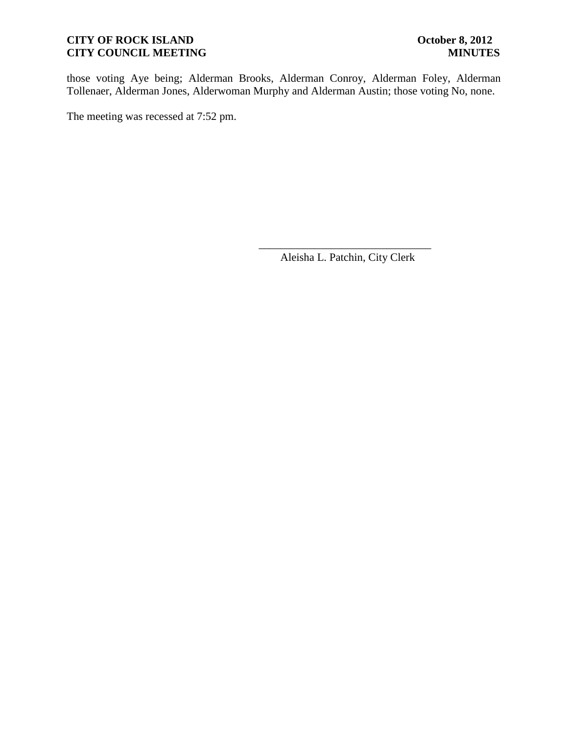those voting Aye being; Alderman Brooks, Alderman Conroy, Alderman Foley, Alderman Tollenaer, Alderman Jones, Alderwoman Murphy and Alderman Austin; those voting No, none.

The meeting was recessed at 7:52 pm.

\_\_\_\_\_\_\_\_\_\_\_\_\_\_\_\_\_\_\_\_\_\_\_\_\_\_\_\_\_\_\_\_

Aleisha L. Patchin, City Clerk